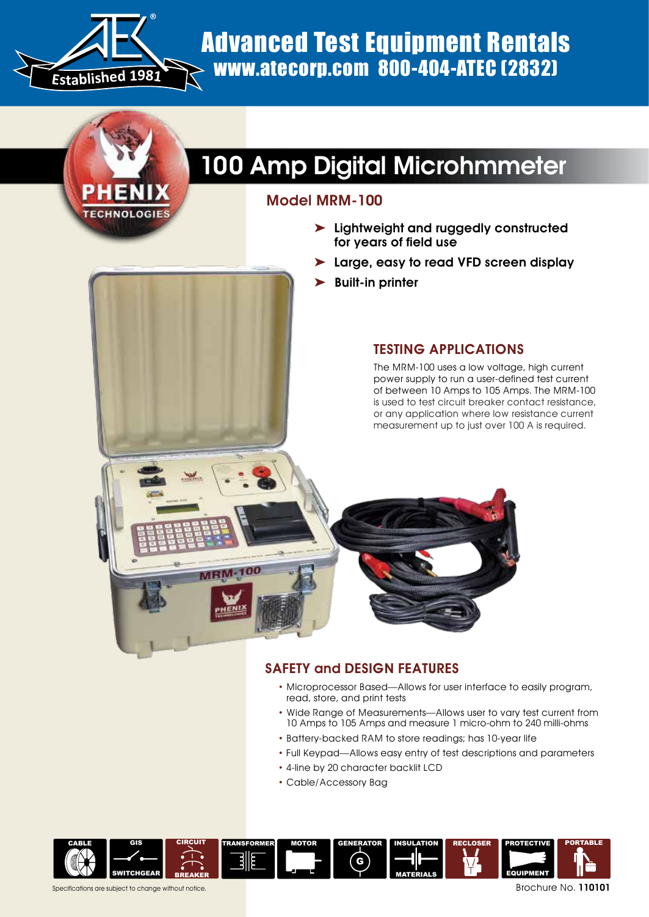# Advanced Test Equipment Rentals

www.atecorp.com 800-404-ATEC (2832)

Established 1981

PHENIX TECHNOLOGIES

# 100 Amp Digital Microhmmeter

## Model MRM-100

- Lightweight and ruggedly constructed for years of field use
- Large, easy to read VFD screen display
- Built-in printer

## TESTING APPLICATIONS

The MRM-100 uses a low voltage, high current power supply to run a user-defined test current of between 10 Amps to 105 Amps. The MRM-100 is used to test circuit breaker contact resistance, or any application where low resistance current measurement up to just over 100 A is required.

## SAFETY and DESIGN FEATURES

- Microprocessor Based—Allows for user interface to easily program, read, store, and print tests
- Wide Range of Measurements—Allows user to vary test current from 10 Amps to 105 Amps and measure 1 micro-ohm to 240 milli-ohms
- Battery-backed RAM to store readings; has 10-year life
- Full Keypad—Allows easy entry of test descriptions and parameters
- 4-line by 20 character backlit LCD
- Cable/Accessory Bag

CABLE | GIS SWITCHGEAR | CIRCUIT BREAKER | TRANSFORMER | MOTOR | GENERATOR | INSULATION MATERIALS | RECLOSER | PROTECTIVE EQUIPMENT | PORTABLE

Specifications are subject to change without notice.

Brochure No. **110101**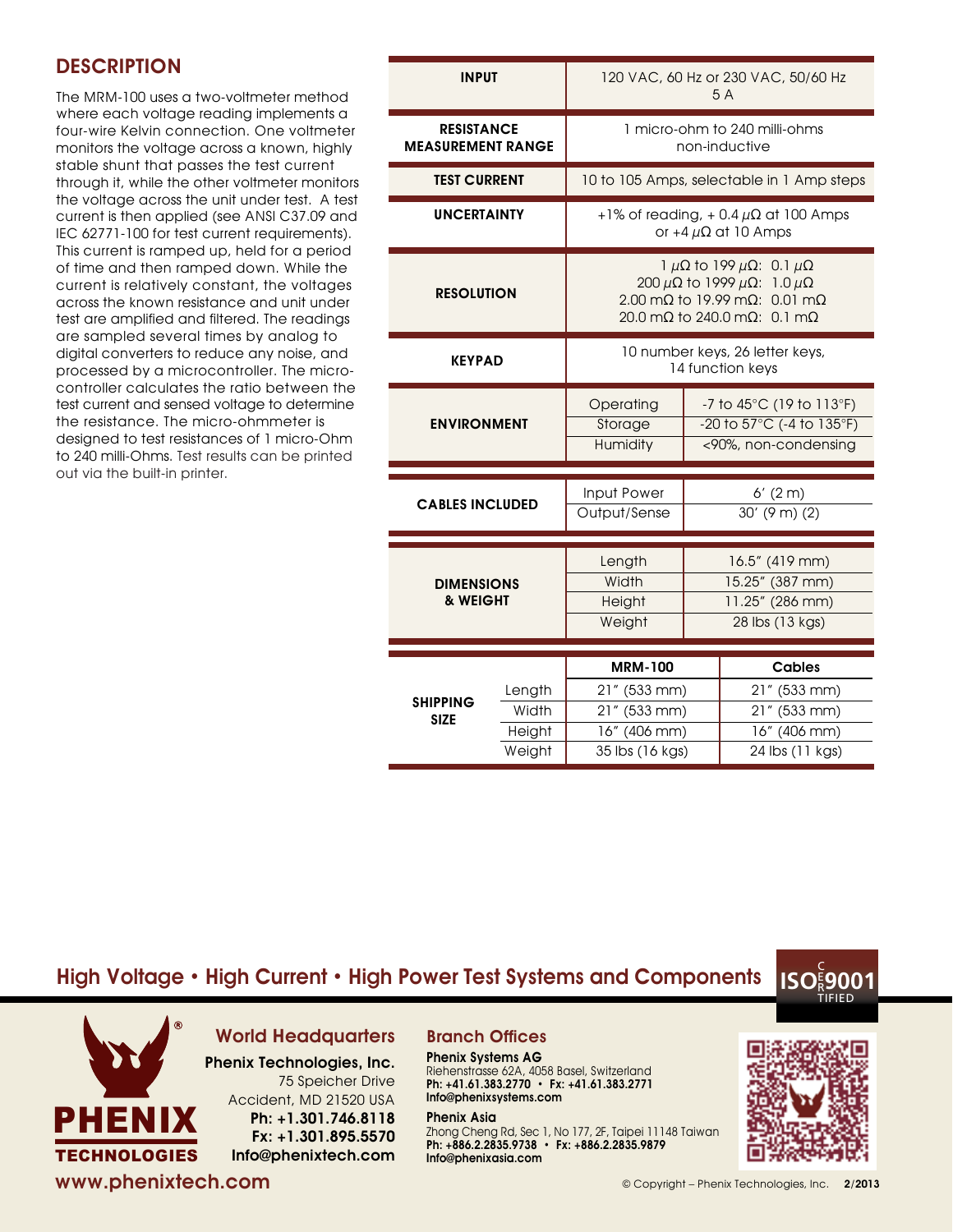## DESCRIPTION

The MRM-100 uses a two-voltmeter method where each voltage reading implements a four-wire Kelvin connection. One voltmeter monitors the voltage across a known, highly stable shunt that passes the test current through it, while the other voltmeter monitors the voltage across the unit under test. A test current is then applied (see ANSI C37.09 and IEC 62771-100 for test current requirements). This current is ramped up, held for a period of time and then ramped down. While the current is relatively constant, the voltages across the known resistance and unit under test are amplified and filtered. The readings are sampled several times by analog to digital converters to reduce any noise, and processed by a microcontroller. The micro-controller calculates the ratio between the test current and sensed voltage to determine the resistance. The micro-ohmmeter is designed to test resistances of 1 micro-Ohm to 240 milli-Ohms. Test results can be printed out via the built-in printer.

| | | |
|---|---|---|
| **INPUT** | 120 VAC, 60 Hz or 230 VAC, 50/60 Hz<br>5 A | |
| **RESISTANCE MEASUREMENT RANGE** | 1 micro-ohm to 240 milli-ohms<br>non-inductive | |
| **TEST CURRENT** | 10 to 105 Amps, selectable in 1 Amp steps | |
| **UNCERTAINTY** | +1% of reading, + 0.4 μΩ at 100 Amps<br>or +4 μΩ at 10 Amps | |
| **RESOLUTION** | 1 μΩ to 199 μΩ: 0.1 μΩ<br>200 μΩ to 1999 μΩ: 1.0 μΩ<br>2.00 mΩ to 19.99 mΩ: 0.01 mΩ<br>20.0 mΩ to 240.0 mΩ: 0.1 mΩ | |
| **KEYPAD** | 10 number keys, 26 letter keys,<br>14 function keys | |
| **ENVIRONMENT** | Operating | -7 to 45°C (19 to 113°F) |
| | Storage | -20 to 57°C (-4 to 135°F) |
| | Humidity | <90%, non-condensing |
| **CABLES INCLUDED** | Input Power | 6′ (2 m) |
| | Output/Sense | 30′ (9 m) (2) |
| **DIMENSIONS & WEIGHT** | Length | 16.5″ (419 mm) |
| | Width | 15.25″ (387 mm) |
| | Height | 11.25″ (286 mm) |
| | Weight | 28 lbs (13 kgs) |

| | | | |
|---|---|---|---|
| | | **MRM-100** | **Cables** |
| **SHIPPING SIZE** | Length | 21″ (533 mm) | 21″ (533 mm) |
| | Width | 21″ (533 mm) | 21″ (533 mm) |
| | Height | 16″ (406 mm) | 16″ (406 mm) |
| | Weight | 35 lbs (16 kgs) | 24 lbs (11 kgs) |

**High Voltage • High Current • High Power Test Systems and Components**

ISO 9001 CERTIFIED

PHENIX TECHNOLOGIES

### World Headquarters

**Phenix Technologies, Inc.**
75 Speicher Drive
Accident, MD 21520 USA
**Ph: +1.301.746.8118**
**Fx: +1.301.895.5570**
**Info@phenixtech.com**

### Branch Offices

**Phenix Systems AG**
Riehenstrasse 62A, 4058 Basel, Switzerland
**Ph: +41.61.383.2770 • Fx: +41.61.383.2771**
**Info@phenixsystems.com**

**Phenix Asia**
Zhong Cheng Rd, Sec 1, No 177, 2F, Taipei 11148 Taiwan
**Ph: +886.2.2835.9738 • Fx: +886.2.2835.9879**
**Info@phenixasia.com**

**www.phenixtech.com**

© Copyright – Phenix Technologies, Inc. **2/2013**